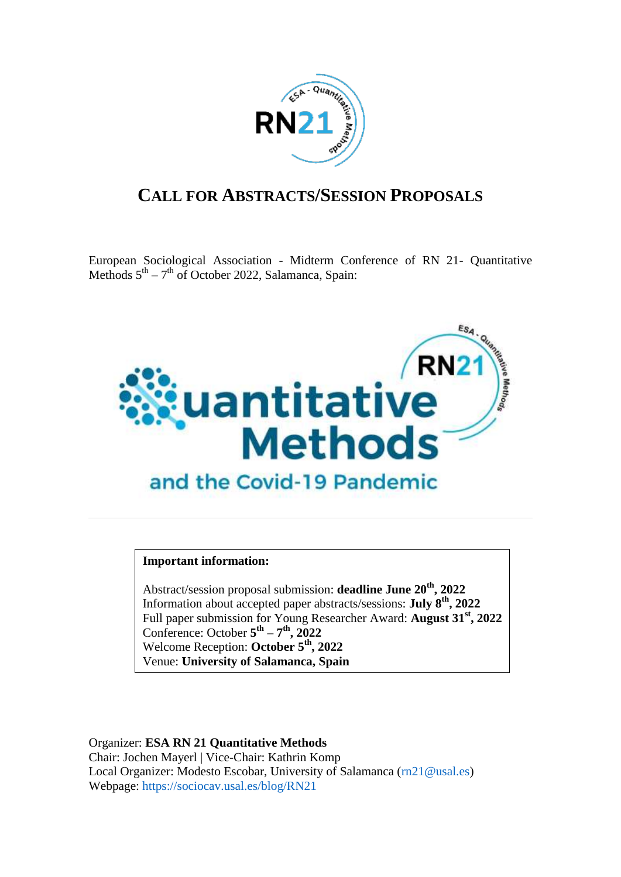# CALL FOR ABSTRACTS/SESSION PROPOSALS

European Sociological Association - Midterm Conference of RN 21- Quantitative Methods 5th – 7th of October 2022, Salamanca, Spain:

**Important information:**

Abstract/session proposal submission: **deadline June 20th, 2022**
Information about accepted paper abstracts/sessions: **July 8th, 2022**
Full paper submission for Young Researcher Award: **August 31st, 2022**
Conference: October **5th – 7th, 2022**
Welcome Reception: **October 5th, 2022**
Venue: **University of Salamanca, Spain**

Organizer: **ESA RN 21 Quantitative Methods**
Chair: Jochen Mayerl | Vice-Chair: Kathrin Komp
Local Organizer: Modesto Escobar, University of Salamanca (rn21@usal.es)
Webpage: https://sociocav.usal.es/blog/RN21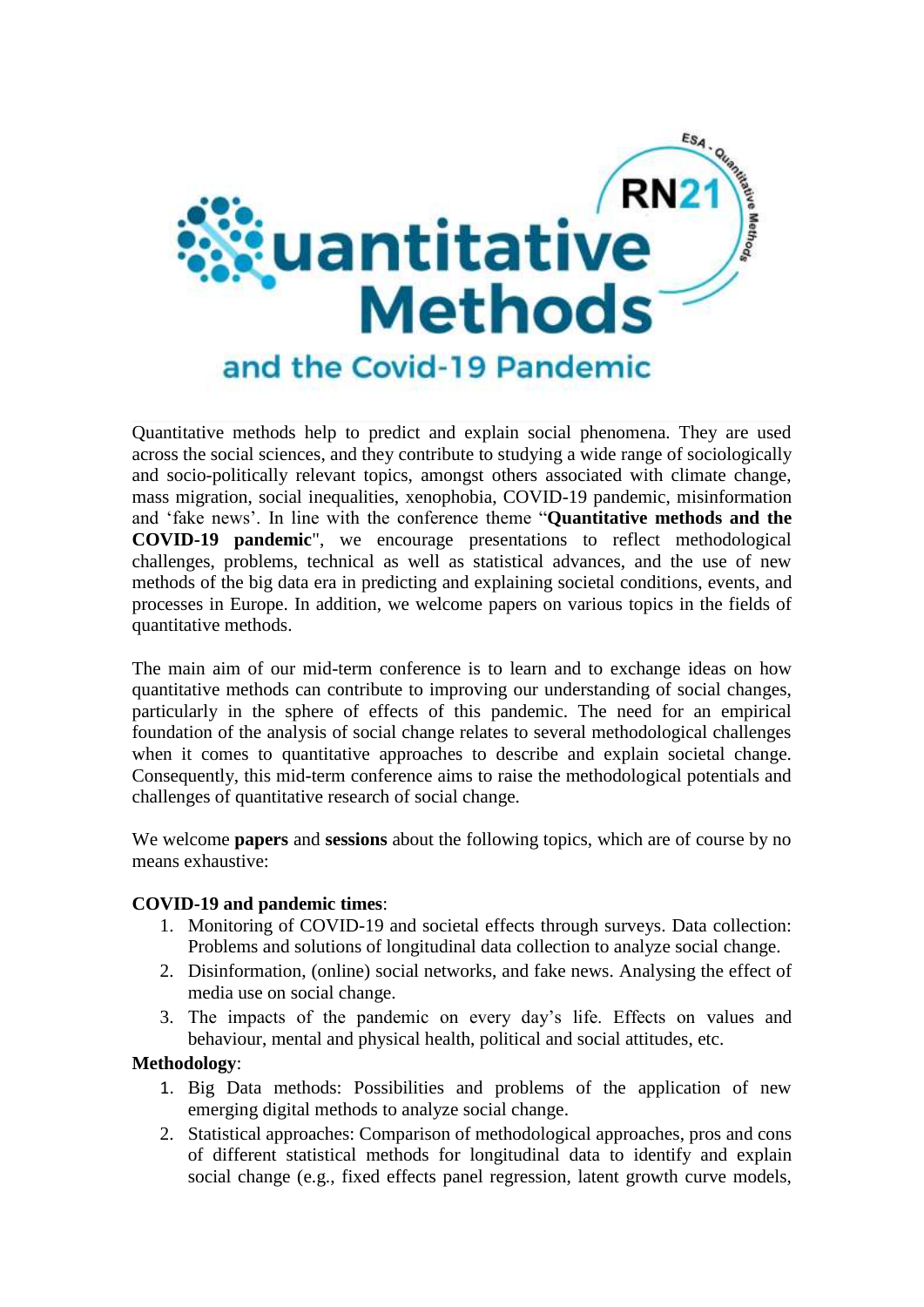# Quantitative Methods and the Covid-19 Pandemic

RN21 ESA - Quantitative Methods

Quantitative methods help to predict and explain social phenomena. They are used across the social sciences, and they contribute to studying a wide range of sociologically and socio-politically relevant topics, amongst others associated with climate change, mass migration, social inequalities, xenophobia, COVID-19 pandemic, misinformation and 'fake news'. In line with the conference theme "**Quantitative methods and the COVID-19 pandemic**", we encourage presentations to reflect methodological challenges, problems, technical as well as statistical advances, and the use of new methods of the big data era in predicting and explaining societal conditions, events, and processes in Europe. In addition, we welcome papers on various topics in the fields of quantitative methods.

The main aim of our mid-term conference is to learn and to exchange ideas on how quantitative methods can contribute to improving our understanding of social changes, particularly in the sphere of effects of this pandemic. The need for an empirical foundation of the analysis of social change relates to several methodological challenges when it comes to quantitative approaches to describe and explain societal change. Consequently, this mid-term conference aims to raise the methodological potentials and challenges of quantitative research of social change.

We welcome **papers** and **sessions** about the following topics, which are of course by no means exhaustive:

**COVID-19 and pandemic times**:

1. Monitoring of COVID-19 and societal effects through surveys. Data collection: Problems and solutions of longitudinal data collection to analyze social change.
2. Disinformation, (online) social networks, and fake news. Analysing the effect of media use on social change.
3. The impacts of the pandemic on every day's life. Effects on values and behaviour, mental and physical health, political and social attitudes, etc.

**Methodology**:

1. Big Data methods: Possibilities and problems of the application of new emerging digital methods to analyze social change.
2. Statistical approaches: Comparison of methodological approaches, pros and cons of different statistical methods for longitudinal data to identify and explain social change (e.g., fixed effects panel regression, latent growth curve models,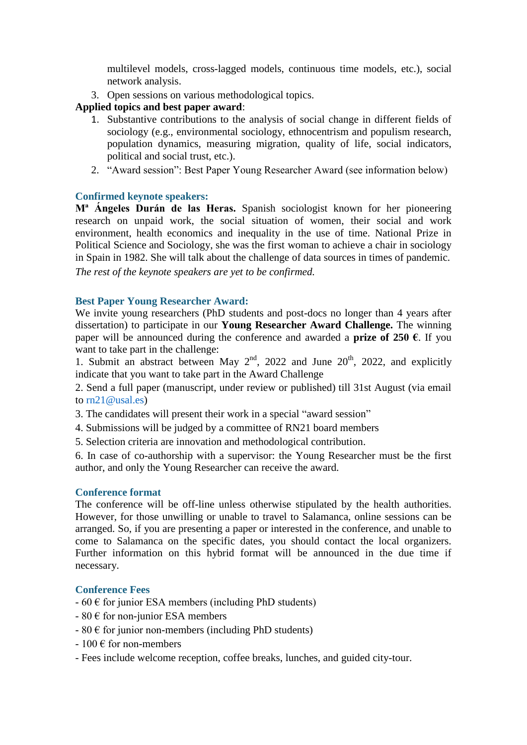multilevel models, cross-lagged models, continuous time models, etc.), social network analysis.

3. Open sessions on various methodological topics.

**Applied topics and best paper award**:

1. Substantive contributions to the analysis of social change in different fields of sociology (e.g., environmental sociology, ethnocentrism and populism research, population dynamics, measuring migration, quality of life, social indicators, political and social trust, etc.).
2. "Award session": Best Paper Young Researcher Award (see information below)

### Confirmed keynote speakers:

**Mª Ángeles Durán de las Heras.** Spanish sociologist known for her pioneering research on unpaid work, the social situation of women, their social and work environment, health economics and inequality in the use of time. National Prize in Political Science and Sociology, she was the first woman to achieve a chair in sociology in Spain in 1982. She will talk about the challenge of data sources in times of pandemic.

*The rest of the keynote speakers are yet to be confirmed.*

### Best Paper Young Researcher Award:

We invite young researchers (PhD students and post-docs no longer than 4 years after dissertation) to participate in our **Young Researcher Award Challenge.** The winning paper will be announced during the conference and awarded a **prize of 250 €**. If you want to take part in the challenge:

1. Submit an abstract between May 2nd, 2022 and June 20th, 2022, and explicitly indicate that you want to take part in the Award Challenge
2. Send a full paper (manuscript, under review or published) till 31st August (via email to rn21@usal.es)
3. The candidates will present their work in a special "award session"
4. Submissions will be judged by a committee of RN21 board members
5. Selection criteria are innovation and methodological contribution.
6. In case of co-authorship with a supervisor: the Young Researcher must be the first author, and only the Young Researcher can receive the award.

### Conference format

The conference will be off-line unless otherwise stipulated by the health authorities. However, for those unwilling or unable to travel to Salamanca, online sessions can be arranged. So, if you are presenting a paper or interested in the conference, and unable to come to Salamanca on the specific dates, you should contact the local organizers. Further information on this hybrid format will be announced in the due time if necessary.

### Conference Fees

- 60 € for junior ESA members (including PhD students)
- 80 € for non-junior ESA members
- 80 € for junior non-members (including PhD students)
- 100 € for non-members
- Fees include welcome reception, coffee breaks, lunches, and guided city-tour.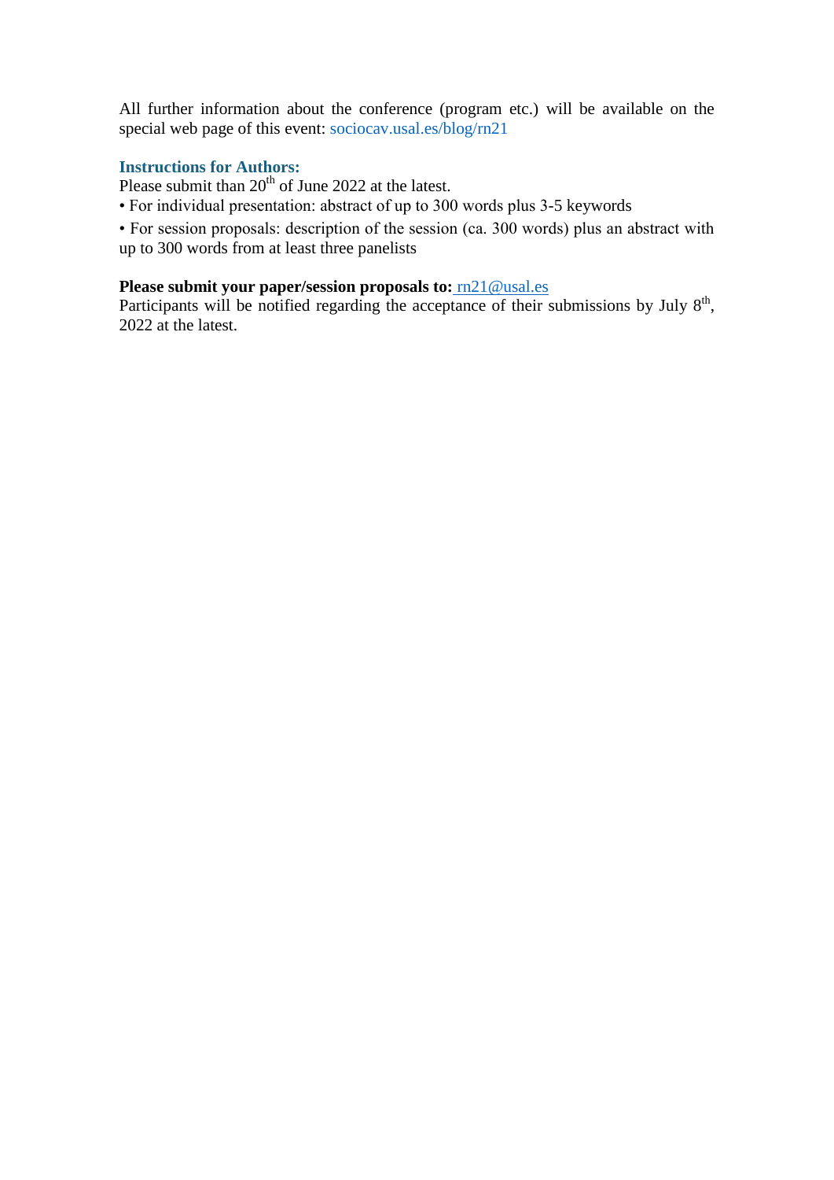All further information about the conference (program etc.) will be available on the special web page of this event: sociocav.usal.es/blog/rn21

### Instructions for Authors:

Please submit than 20th of June 2022 at the latest.

- For individual presentation: abstract of up to 300 words plus 3-5 keywords
- For session proposals: description of the session (ca. 300 words) plus an abstract with up to 300 words from at least three panelists

**Please submit your paper/session proposals to:** rn21@usal.es

Participants will be notified regarding the acceptance of their submissions by July 8th, 2022 at the latest.